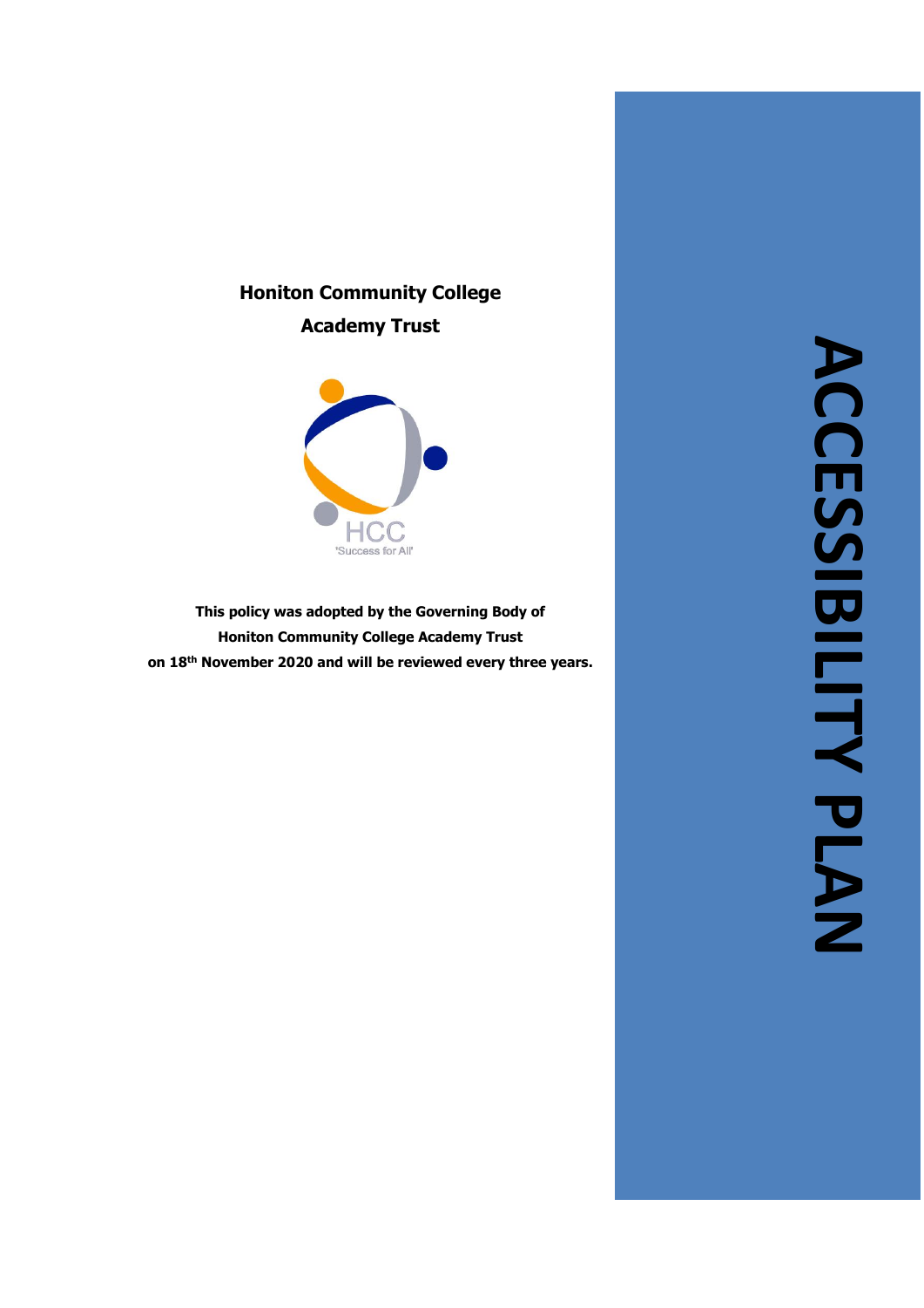# ACCESSIBILITY PLAN

**Honiton Community College**
**Academy Trust**

HCC
'Success for All'

**This policy was adopted by the Governing Body of Honiton Community College Academy Trust on 18th November 2020 and will be reviewed every three years.**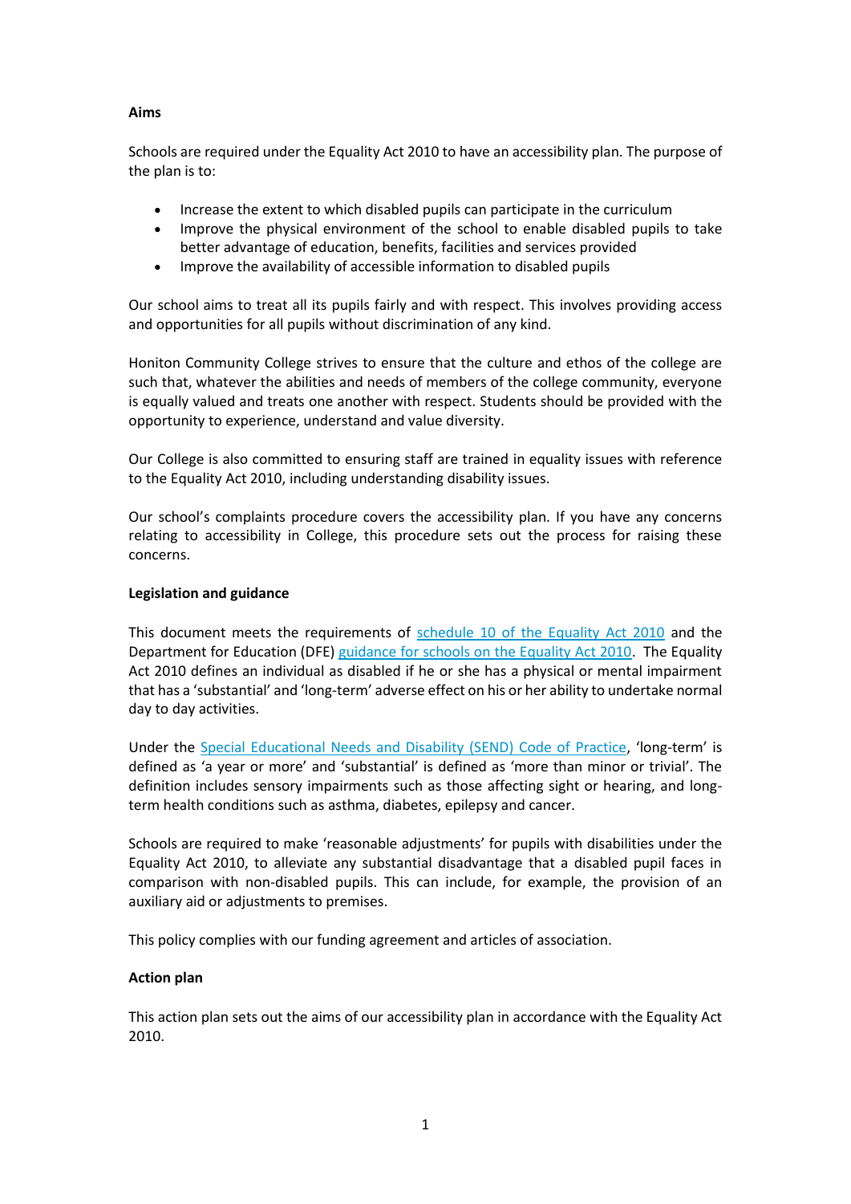**Aims**

Schools are required under the Equality Act 2010 to have an accessibility plan. The purpose of the plan is to:

- Increase the extent to which disabled pupils can participate in the curriculum
- Improve the physical environment of the school to enable disabled pupils to take better advantage of education, benefits, facilities and services provided
- Improve the availability of accessible information to disabled pupils

Our school aims to treat all its pupils fairly and with respect. This involves providing access and opportunities for all pupils without discrimination of any kind.

Honiton Community College strives to ensure that the culture and ethos of the college are such that, whatever the abilities and needs of members of the college community, everyone is equally valued and treats one another with respect. Students should be provided with the opportunity to experience, understand and value diversity.

Our College is also committed to ensuring staff are trained in equality issues with reference to the Equality Act 2010, including understanding disability issues.

Our school's complaints procedure covers the accessibility plan. If you have any concerns relating to accessibility in College, this procedure sets out the process for raising these concerns.

**Legislation and guidance**

This document meets the requirements of schedule 10 of the Equality Act 2010 and the Department for Education (DFE) guidance for schools on the Equality Act 2010. The Equality Act 2010 defines an individual as disabled if he or she has a physical or mental impairment that has a 'substantial' and 'long-term' adverse effect on his or her ability to undertake normal day to day activities.

Under the Special Educational Needs and Disability (SEND) Code of Practice, 'long-term' is defined as 'a year or more' and 'substantial' is defined as 'more than minor or trivial'. The definition includes sensory impairments such as those affecting sight or hearing, and long-term health conditions such as asthma, diabetes, epilepsy and cancer.

Schools are required to make 'reasonable adjustments' for pupils with disabilities under the Equality Act 2010, to alleviate any substantial disadvantage that a disabled pupil faces in comparison with non-disabled pupils. This can include, for example, the provision of an auxiliary aid or adjustments to premises.

This policy complies with our funding agreement and articles of association.

**Action plan**

This action plan sets out the aims of our accessibility plan in accordance with the Equality Act 2010.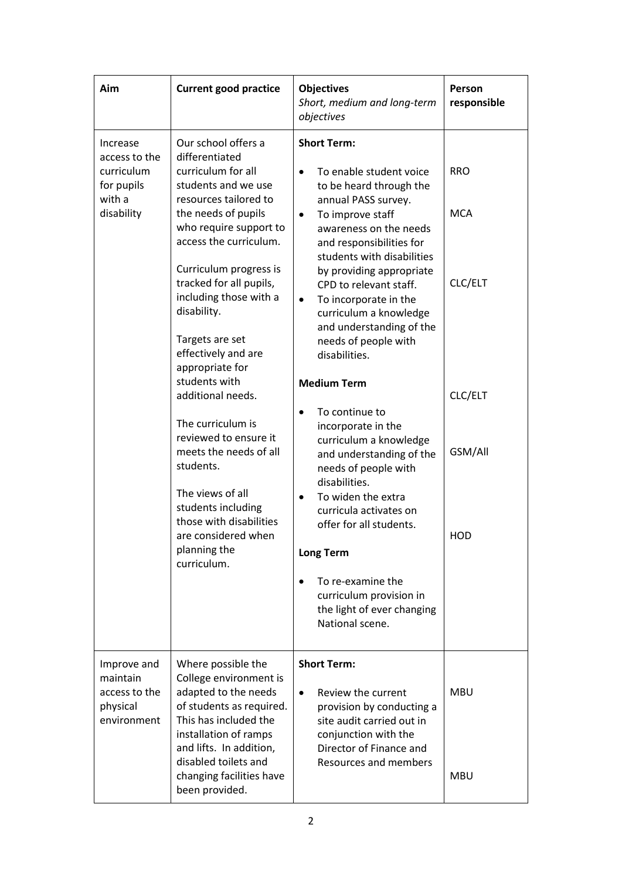| Aim | Current good practice | Objectives<br>*Short, medium and long-term objectives* | Person responsible |
|---|---|---|---|
| Increase access to the curriculum for pupils with a disability | Our school offers a differentiated curriculum for all students and we use resources tailored to the needs of pupils who require support to access the curriculum.<br><br>Curriculum progress is tracked for all pupils, including those with a disability.<br><br>Targets are set effectively and are appropriate for students with additional needs.<br><br>The curriculum is reviewed to ensure it meets the needs of all students.<br><br>The views of all students including those with disabilities are considered when planning the curriculum. | **Short Term:**<br>• To enable student voice to be heard through the annual PASS survey.<br>• To improve staff awareness on the needs and responsibilities for students with disabilities by providing appropriate CPD to relevant staff.<br>• To incorporate in the curriculum a knowledge and understanding of the needs of people with disabilities.<br><br>**Medium Term**<br>• To continue to incorporate in the curriculum a knowledge and understanding of the needs of people with disabilities.<br>• To widen the extra curricula activates on offer for all students.<br><br>**Long Term**<br>• To re-examine the curriculum provision in the light of ever changing National scene. | RRO<br><br>MCA<br><br>CLC/ELT<br><br>CLC/ELT<br><br>GSM/All<br><br>HOD |
| Improve and maintain access to the physical environment | Where possible the College environment is adapted to the needs of students as required. This has included the installation of ramps and lifts. In addition, disabled toilets and changing facilities have been provided. | **Short Term:**<br>• Review the current provision by conducting a site audit carried out in conjunction with the Director of Finance and Resources and members | MBU<br><br>MBU |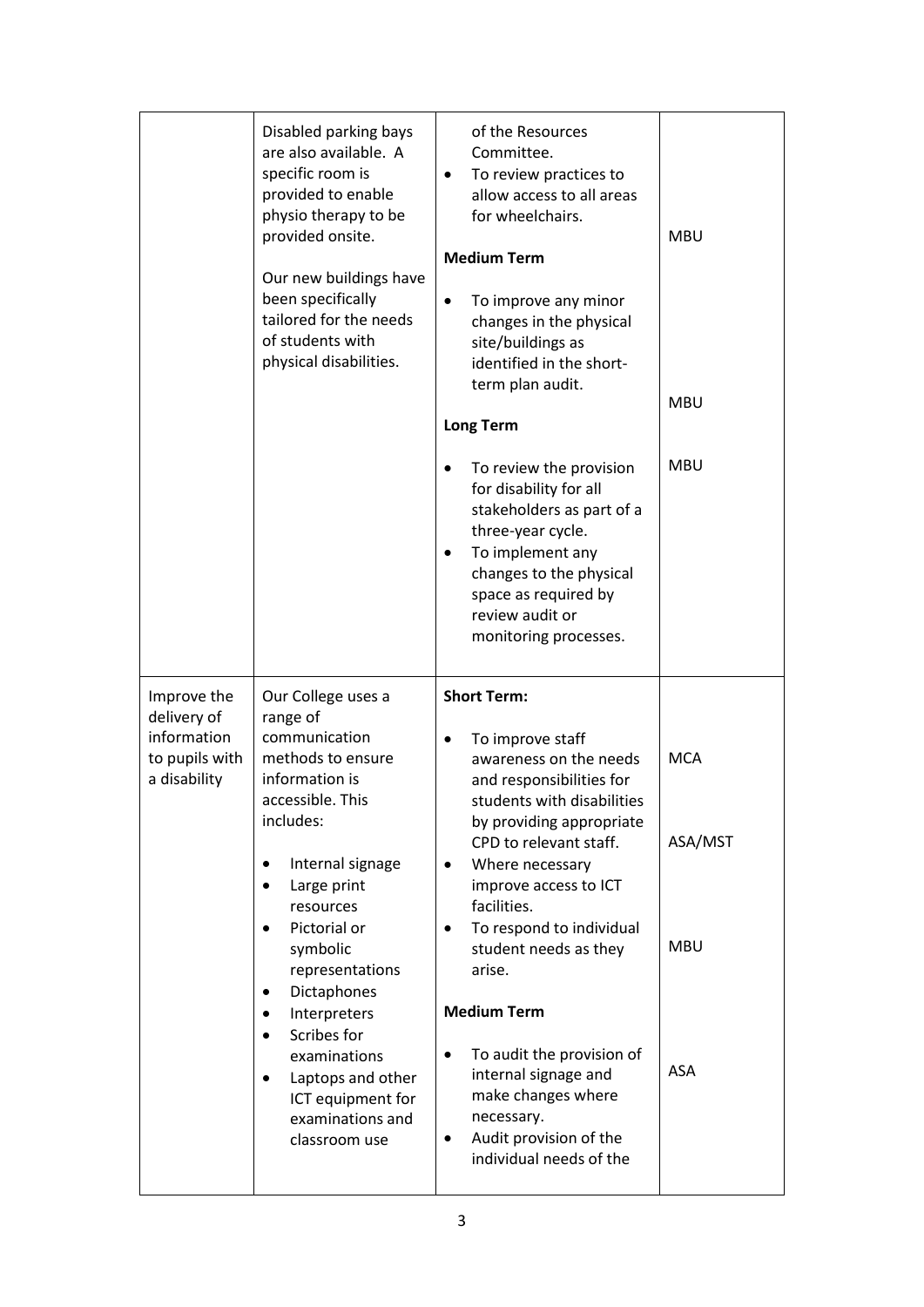| | | | |
|---|---|---|---|
| | Disabled parking bays are also available. A specific room is provided to enable physio therapy to be provided onsite.<br><br>Our new buildings have been specifically tailored for the needs of students with physical disabilities. | of the Resources Committee.<br>• To review practices to allow access to all areas for wheelchairs.<br><br>**Medium Term**<br><br>• To improve any minor changes in the physical site/buildings as identified in the short-term plan audit.<br><br>**Long Term**<br><br>• To review the provision for disability for all stakeholders as part of a three-year cycle.<br>• To implement any changes to the physical space as required by review audit or monitoring processes. | MBU<br><br>MBU<br><br>MBU |
| Improve the delivery of information to pupils with a disability | Our College uses a range of communication methods to ensure information is accessible. This includes:<br><br>• Internal signage<br>• Large print resources<br>• Pictorial or symbolic representations<br>• Dictaphones<br>• Interpreters<br>• Scribes for examinations<br>• Laptops and other ICT equipment for examinations and classroom use | **Short Term:**<br><br>• To improve staff awareness on the needs and responsibilities for students with disabilities by providing appropriate CPD to relevant staff.<br>• Where necessary improve access to ICT facilities.<br>• To respond to individual student needs as they arise.<br><br>**Medium Term**<br><br>• To audit the provision of internal signage and make changes where necessary.<br>• Audit provision of the individual needs of the | MCA<br><br>ASA/MST<br><br>MBU<br><br>ASA |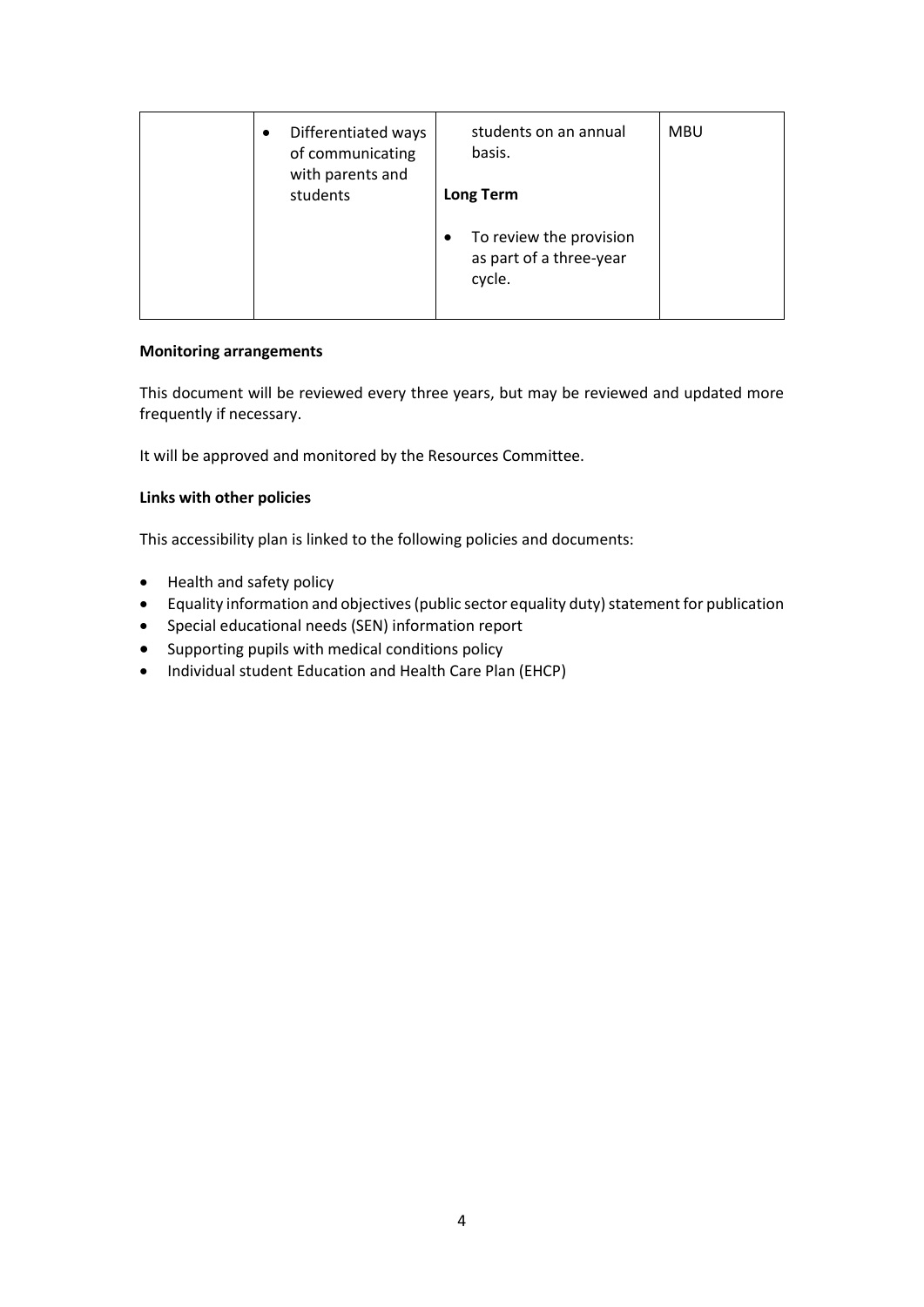| | | | |
|---|---|---|---|
| | • Differentiated ways of communicating with parents and students | students on an annual basis.<br><br>**Long Term**<br><br>• To review the provision as part of a three-year cycle. | MBU |

**Monitoring arrangements**

This document will be reviewed every three years, but may be reviewed and updated more frequently if necessary.

It will be approved and monitored by the Resources Committee.

**Links with other policies**

This accessibility plan is linked to the following policies and documents:

- Health and safety policy
- Equality information and objectives (public sector equality duty) statement for publication
- Special educational needs (SEN) information report
- Supporting pupils with medical conditions policy
- Individual student Education and Health Care Plan (EHCP)